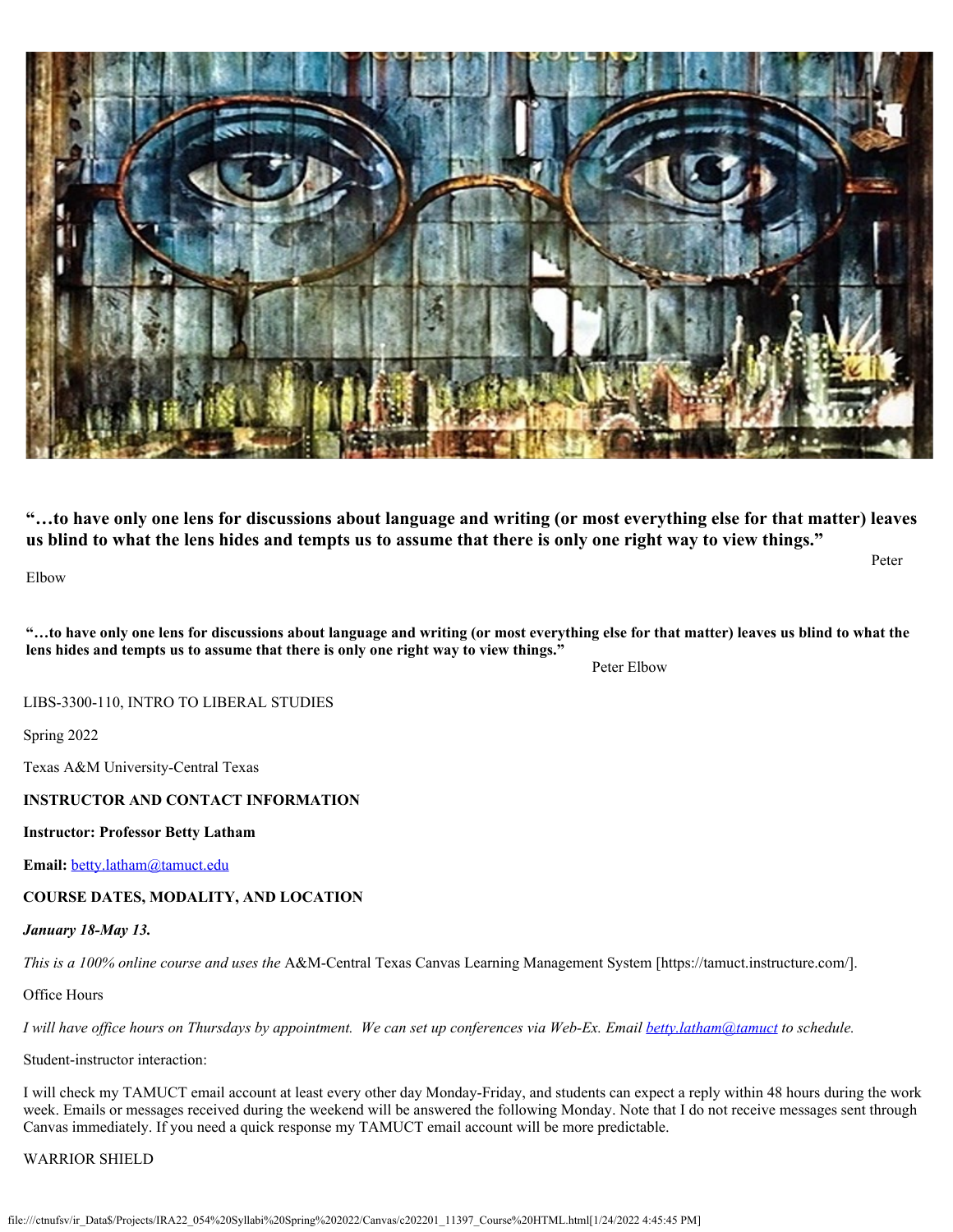**“…to have only one lens for discussions about language and writing (or most everything else for that matter) leaves us blind to what the lens hides and tempts us to assume that there is only one right way to view things.”**

Peter Elbow

**“…to have only one lens for discussions about language and writing (or most everything else for that matter) leaves us blind to what the lens hides and tempts us to assume that there is only one right way to view things.”**

Peter Elbow

LIBS-3300-110, INTRO TO LIBERAL STUDIES

Spring 2022

Texas A&M University-Central Texas

**INSTRUCTOR AND CONTACT INFORMATION**

**Instructor: Professor Betty Latham**

**Email:** betty.latham@tamuct.edu

**COURSE DATES, MODALITY, AND LOCATION**

***January 18-May 13.***

*This is a 100% online course and uses the* A&M-Central Texas Canvas Learning Management System [https://tamuct.instructure.com/].

Office Hours

*I will have office hours on Thursdays by appointment. We can set up conferences via Web-Ex. Email betty.latham@tamuct to schedule.*

Student-instructor interaction:

I will check my TAMUCT email account at least every other day Monday-Friday, and students can expect a reply within 48 hours during the work week. Emails or messages received during the weekend will be answered the following Monday. Note that I do not receive messages sent through Canvas immediately. If you need a quick response my TAMUCT email account will be more predictable.

WARRIOR SHIELD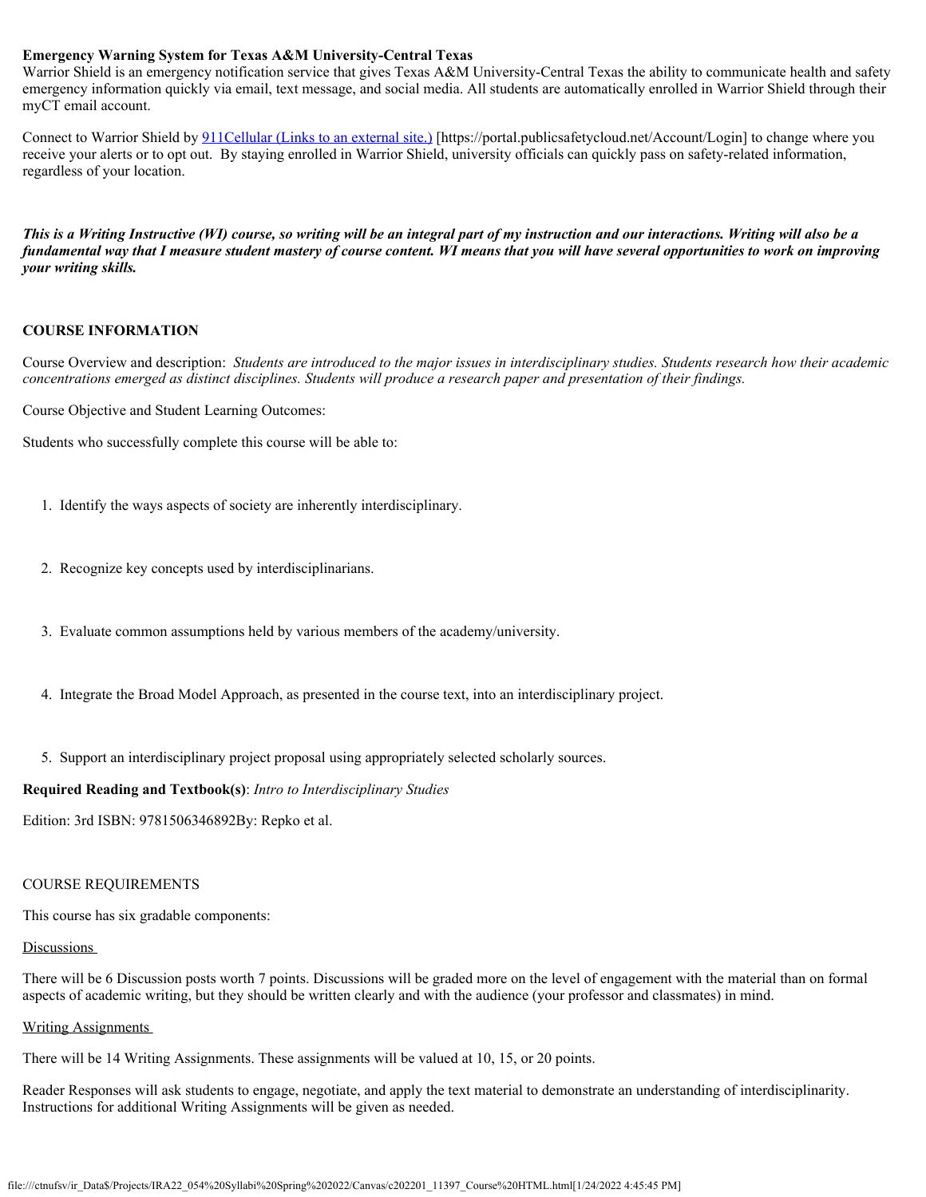**Emergency Warning System for Texas A&M University-Central Texas**
Warrior Shield is an emergency notification service that gives Texas A&M University-Central Texas the ability to communicate health and safety emergency information quickly via email, text message, and social media. All students are automatically enrolled in Warrior Shield through their myCT email account.

Connect to Warrior Shield by [911Cellular (Links to an external site.)](https://portal.publicsafetycloud.net/Account/Login) [https://portal.publicsafetycloud.net/Account/Login] to change where you receive your alerts or to opt out. By staying enrolled in Warrior Shield, university officials can quickly pass on safety-related information, regardless of your location.

***This is a Writing Instructive (WI) course, so writing will be an integral part of my instruction and our interactions. Writing will also be a fundamental way that I measure student mastery of course content. WI means that you will have several opportunities to work on improving your writing skills.***

**COURSE INFORMATION**

Course Overview and description: *Students are introduced to the major issues in interdisciplinary studies. Students research how their academic concentrations emerged as distinct disciplines. Students will produce a research paper and presentation of their findings.*

Course Objective and Student Learning Outcomes:

Students who successfully complete this course will be able to:

1. Identify the ways aspects of society are inherently interdisciplinary.
2. Recognize key concepts used by interdisciplinarians.
3. Evaluate common assumptions held by various members of the academy/university.
4. Integrate the Broad Model Approach, as presented in the course text, into an interdisciplinary project.
5. Support an interdisciplinary project proposal using appropriately selected scholarly sources.

**Required Reading and Textbook(s)**: *Intro to Interdisciplinary Studies*

Edition: 3rd ISBN: 9781506346892By: Repko et al.

COURSE REQUIREMENTS

This course has six gradable components:

Discussions

There will be 6 Discussion posts worth 7 points. Discussions will be graded more on the level of engagement with the material than on formal aspects of academic writing, but they should be written clearly and with the audience (your professor and classmates) in mind.

Writing Assignments

There will be 14 Writing Assignments. These assignments will be valued at 10, 15, or 20 points.

Reader Responses will ask students to engage, negotiate, and apply the text material to demonstrate an understanding of interdisciplinarity. Instructions for additional Writing Assignments will be given as needed.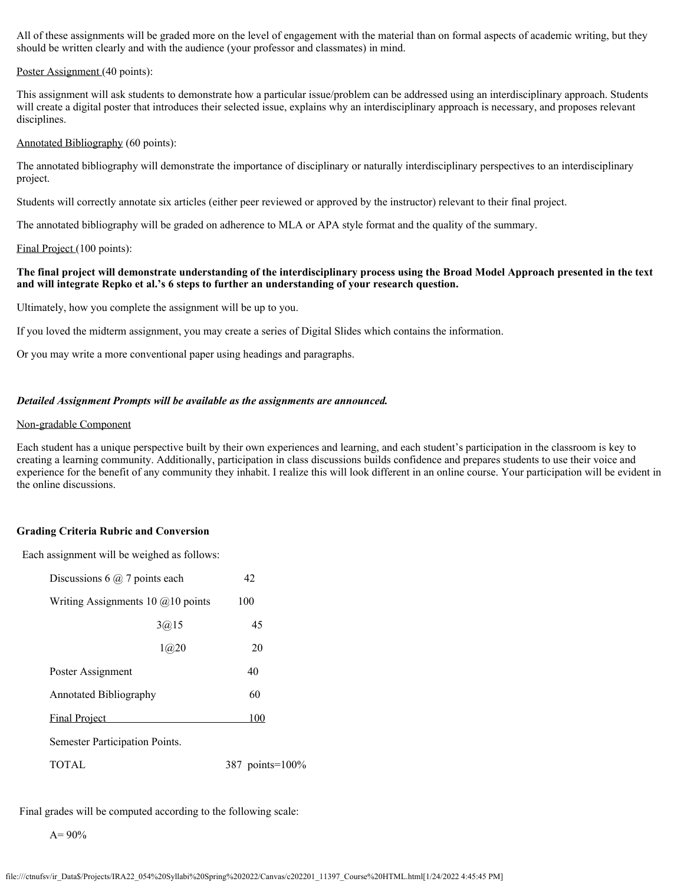All of these assignments will be graded more on the level of engagement with the material than on formal aspects of academic writing, but they should be written clearly and with the audience (your professor and classmates) in mind.

Poster Assignment (40 points):

This assignment will ask students to demonstrate how a particular issue/problem can be addressed using an interdisciplinary approach. Students will create a digital poster that introduces their selected issue, explains why an interdisciplinary approach is necessary, and proposes relevant disciplines.

Annotated Bibliography (60 points):

The annotated bibliography will demonstrate the importance of disciplinary or naturally interdisciplinary perspectives to an interdisciplinary project.

Students will correctly annotate six articles (either peer reviewed or approved by the instructor) relevant to their final project.

The annotated bibliography will be graded on adherence to MLA or APA style format and the quality of the summary.

Final Project (100 points):

**The final project will demonstrate understanding of the interdisciplinary process using the Broad Model Approach presented in the text and will integrate Repko et al.'s 6 steps to further an understanding of your research question.**

Ultimately, how you complete the assignment will be up to you.

If you loved the midterm assignment, you may create a series of Digital Slides which contains the information.

Or you may write a more conventional paper using headings and paragraphs.

***Detailed Assignment Prompts will be available as the assignments are announced.***

Non-gradable Component

Each student has a unique perspective built by their own experiences and learning, and each student's participation in the classroom is key to creating a learning community. Additionally, participation in class discussions builds confidence and prepares students to use their voice and experience for the benefit of any community they inhabit. I realize this will look different in an online course. Your participation will be evident in the online discussions.

**Grading Criteria Rubric and Conversion**

Each assignment will be weighed as follows:

| | |
|---|---|
| Discussions 6 @ 7 points each | 42 |
| Writing Assignments 10 @10 points | 100 |
| 3@15 | 45 |
| 1@20 | 20 |
| Poster Assignment | 40 |
| Annotated Bibliography | 60 |
| Final Project | 100 |
| Semester Participation Points. | |
| TOTAL | 387 points=100% |

Final grades will be computed according to the following scale:

A= 90%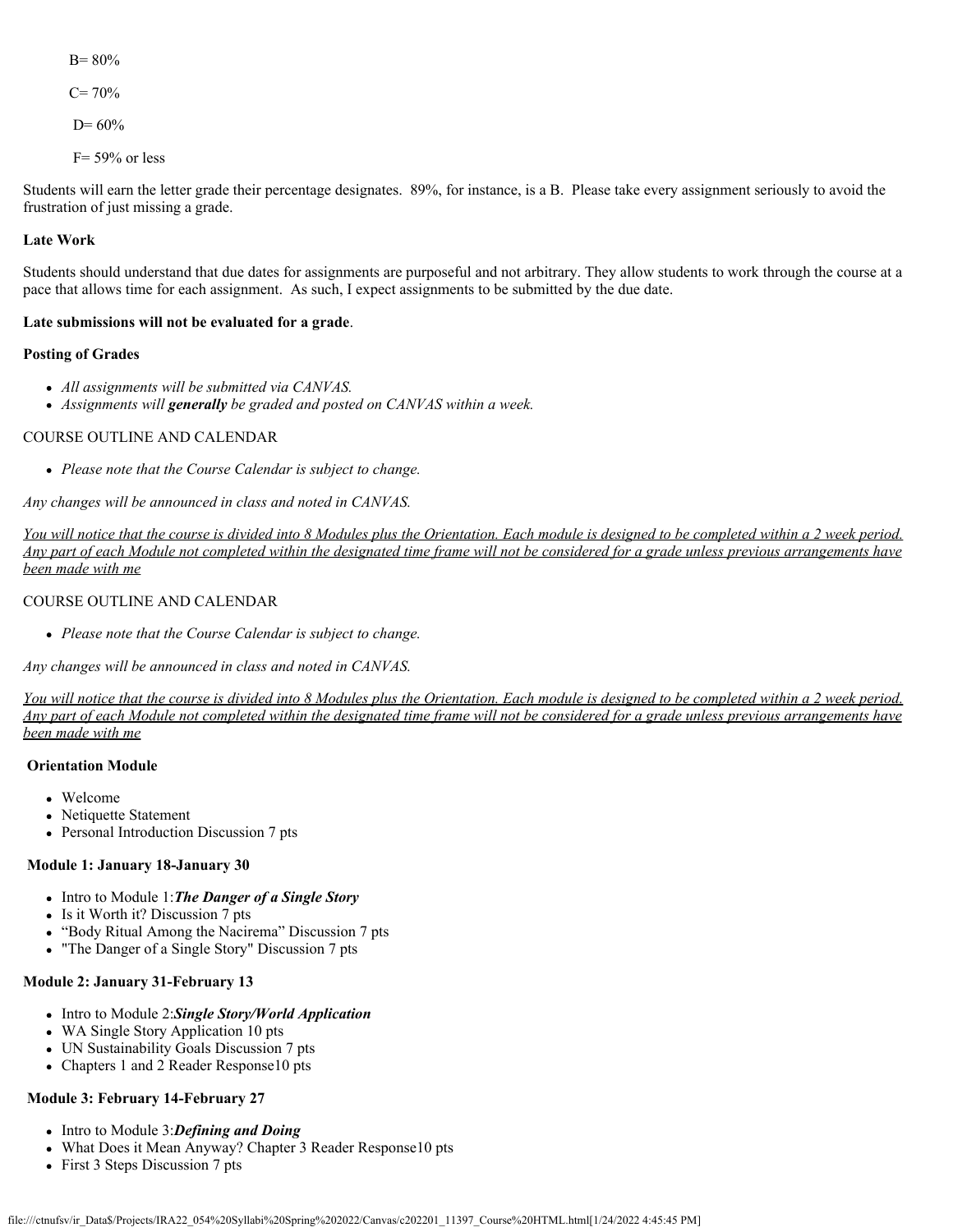B= 80%

C= 70%

D= 60%

F= 59% or less

Students will earn the letter grade their percentage designates. 89%, for instance, is a B. Please take every assignment seriously to avoid the frustration of just missing a grade.

**Late Work**

Students should understand that due dates for assignments are purposeful and not arbitrary. They allow students to work through the course at a pace that allows time for each assignment. As such, I expect assignments to be submitted by the due date.

**Late submissions will not be evaluated for a grade**.

**Posting of Grades**

- *All assignments will be submitted via CANVAS.*
- *Assignments will **generally** be graded and posted on CANVAS within a week.*

COURSE OUTLINE AND CALENDAR

- *Please note that the Course Calendar is subject to change.*

*Any changes will be announced in class and noted in CANVAS.*

<u>*You will notice that the course is divided into 8 Modules plus the Orientation. Each module is designed to be completed within a 2 week period. Any part of each Module not completed within the designated time frame will not be considered for a grade unless previous arrangements have been made with me*</u>

COURSE OUTLINE AND CALENDAR

- *Please note that the Course Calendar is subject to change.*

*Any changes will be announced in class and noted in CANVAS.*

<u>*You will notice that the course is divided into 8 Modules plus the Orientation. Each module is designed to be completed within a 2 week period. Any part of each Module not completed within the designated time frame will not be considered for a grade unless previous arrangements have been made with me*</u>

**Orientation Module**

- Welcome
- Netiquette Statement
- Personal Introduction Discussion 7 pts

**Module 1: January 18-January 30**

- Intro to Module 1:***The Danger of a Single Story***
- Is it Worth it? Discussion 7 pts
- "Body Ritual Among the Nacirema" Discussion 7 pts
- "The Danger of a Single Story" Discussion 7 pts

**Module 2: January 31-February 13**

- Intro to Module 2:***Single Story/World Application***
- WA Single Story Application 10 pts
- UN Sustainability Goals Discussion 7 pts
- Chapters 1 and 2 Reader Response10 pts

**Module 3: February 14-February 27**

- Intro to Module 3:***Defining and Doing***
- What Does it Mean Anyway? Chapter 3 Reader Response10 pts
- First 3 Steps Discussion 7 pts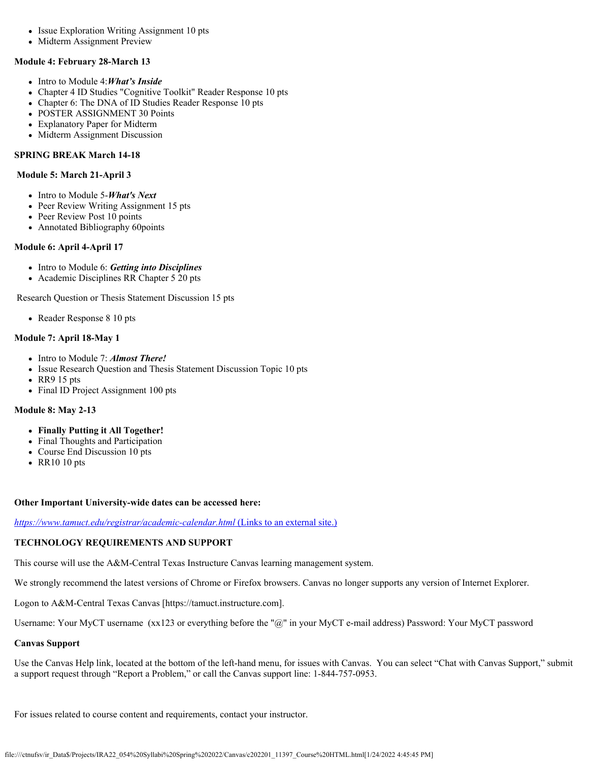- Issue Exploration Writing Assignment 10 pts
- Midterm Assignment Preview

**Module 4: February 28-March 13**

- Intro to Module 4:***What's Inside***
- Chapter 4 ID Studies "Cognitive Toolkit" Reader Response 10 pts
- Chapter 6: The DNA of ID Studies Reader Response 10 pts
- POSTER ASSIGNMENT 30 Points
- Explanatory Paper for Midterm
- Midterm Assignment Discussion

**SPRING BREAK March 14-18**

**Module 5: March 21-April 3**

- Intro to Module 5-***What's Next***
- Peer Review Writing Assignment 15 pts
- Peer Review Post 10 points
- Annotated Bibliography 60points

**Module 6: April 4-April 17**

- Intro to Module 6: ***Getting into Disciplines***
- Academic Disciplines RR Chapter 5 20 pts

Research Question or Thesis Statement Discussion 15 pts

- Reader Response 8 10 pts

**Module 7: April 18-May 1**

- Intro to Module 7: ***Almost There!***
- Issue Research Question and Thesis Statement Discussion Topic 10 pts
- RR9 15 pts
- Final ID Project Assignment 100 pts

**Module 8: May 2-13**

- **Finally Putting it All Together!**
- Final Thoughts and Participation
- Course End Discussion 10 pts
- RR10 10 pts

**Other Important University-wide dates can be accessed here:**

[*https://www.tamuct.edu/registrar/academic-calendar.html* (Links to an external site.)](https://www.tamuct.edu/registrar/academic-calendar.html)

**TECHNOLOGY REQUIREMENTS AND SUPPORT**

This course will use the A&M-Central Texas Instructure Canvas learning management system.

We strongly recommend the latest versions of Chrome or Firefox browsers. Canvas no longer supports any version of Internet Explorer.

Logon to A&M-Central Texas Canvas [https://tamuct.instructure.com].

Username: Your MyCT username (xx123 or everything before the "@" in your MyCT e-mail address) Password: Your MyCT password

**Canvas Support**

Use the Canvas Help link, located at the bottom of the left-hand menu, for issues with Canvas. You can select "Chat with Canvas Support," submit a support request through "Report a Problem," or call the Canvas support line: 1-844-757-0953.

For issues related to course content and requirements, contact your instructor.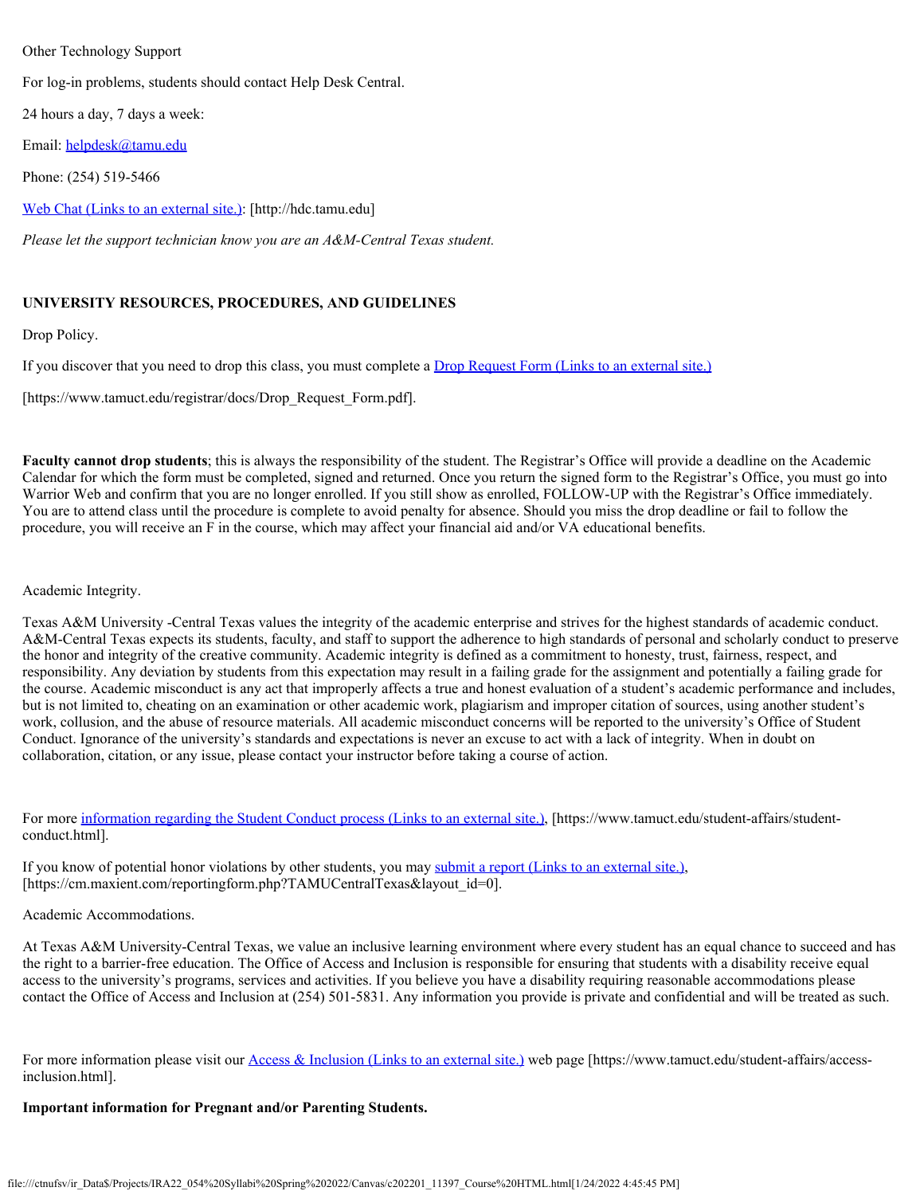Other Technology Support

For log-in problems, students should contact Help Desk Central.

24 hours a day, 7 days a week:

Email: [helpdesk@tamu.edu](mailto:helpdesk@tamu.edu)

Phone: (254) 519-5466

[Web Chat (Links to an external site.)](http://hdc.tamu.edu): [http://hdc.tamu.edu]

*Please let the support technician know you are an A&M-Central Texas student.*

**UNIVERSITY RESOURCES, PROCEDURES, AND GUIDELINES**

Drop Policy.

If you discover that you need to drop this class, you must complete a [Drop Request Form (Links to an external site.)](https://www.tamuct.edu/registrar/docs/Drop_Request_Form.pdf)

[https://www.tamuct.edu/registrar/docs/Drop_Request_Form.pdf].

**Faculty cannot drop students**; this is always the responsibility of the student. The Registrar's Office will provide a deadline on the Academic Calendar for which the form must be completed, signed and returned. Once you return the signed form to the Registrar's Office, you must go into Warrior Web and confirm that you are no longer enrolled. If you still show as enrolled, FOLLOW-UP with the Registrar's Office immediately. You are to attend class until the procedure is complete to avoid penalty for absence. Should you miss the drop deadline or fail to follow the procedure, you will receive an F in the course, which may affect your financial aid and/or VA educational benefits.

Academic Integrity.

Texas A&M University -Central Texas values the integrity of the academic enterprise and strives for the highest standards of academic conduct. A&M-Central Texas expects its students, faculty, and staff to support the adherence to high standards of personal and scholarly conduct to preserve the honor and integrity of the creative community. Academic integrity is defined as a commitment to honesty, trust, fairness, respect, and responsibility. Any deviation by students from this expectation may result in a failing grade for the assignment and potentially a failing grade for the course. Academic misconduct is any act that improperly affects a true and honest evaluation of a student's academic performance and includes, but is not limited to, cheating on an examination or other academic work, plagiarism and improper citation of sources, using another student's work, collusion, and the abuse of resource materials. All academic misconduct concerns will be reported to the university's Office of Student Conduct. Ignorance of the university's standards and expectations is never an excuse to act with a lack of integrity. When in doubt on collaboration, citation, or any issue, please contact your instructor before taking a course of action.

For more [information regarding the Student Conduct process (Links to an external site.)](https://www.tamuct.edu/student-affairs/student-conduct.html), [https://www.tamuct.edu/student-affairs/student-conduct.html].

If you know of potential honor violations by other students, you may [submit a report (Links to an external site.)](https://cm.maxient.com/reportingform.php?TAMUCentralTexas&layout_id=0), [https://cm.maxient.com/reportingform.php?TAMUCentralTexas&layout_id=0].

Academic Accommodations.

At Texas A&M University-Central Texas, we value an inclusive learning environment where every student has an equal chance to succeed and has the right to a barrier-free education. The Office of Access and Inclusion is responsible for ensuring that students with a disability receive equal access to the university's programs, services and activities. If you believe you have a disability requiring reasonable accommodations please contact the Office of Access and Inclusion at (254) 501-5831. Any information you provide is private and confidential and will be treated as such.

For more information please visit our [Access & Inclusion (Links to an external site.)](https://www.tamuct.edu/student-affairs/access-inclusion.html) web page [https://www.tamuct.edu/student-affairs/access-inclusion.html].

**Important information for Pregnant and/or Parenting Students.**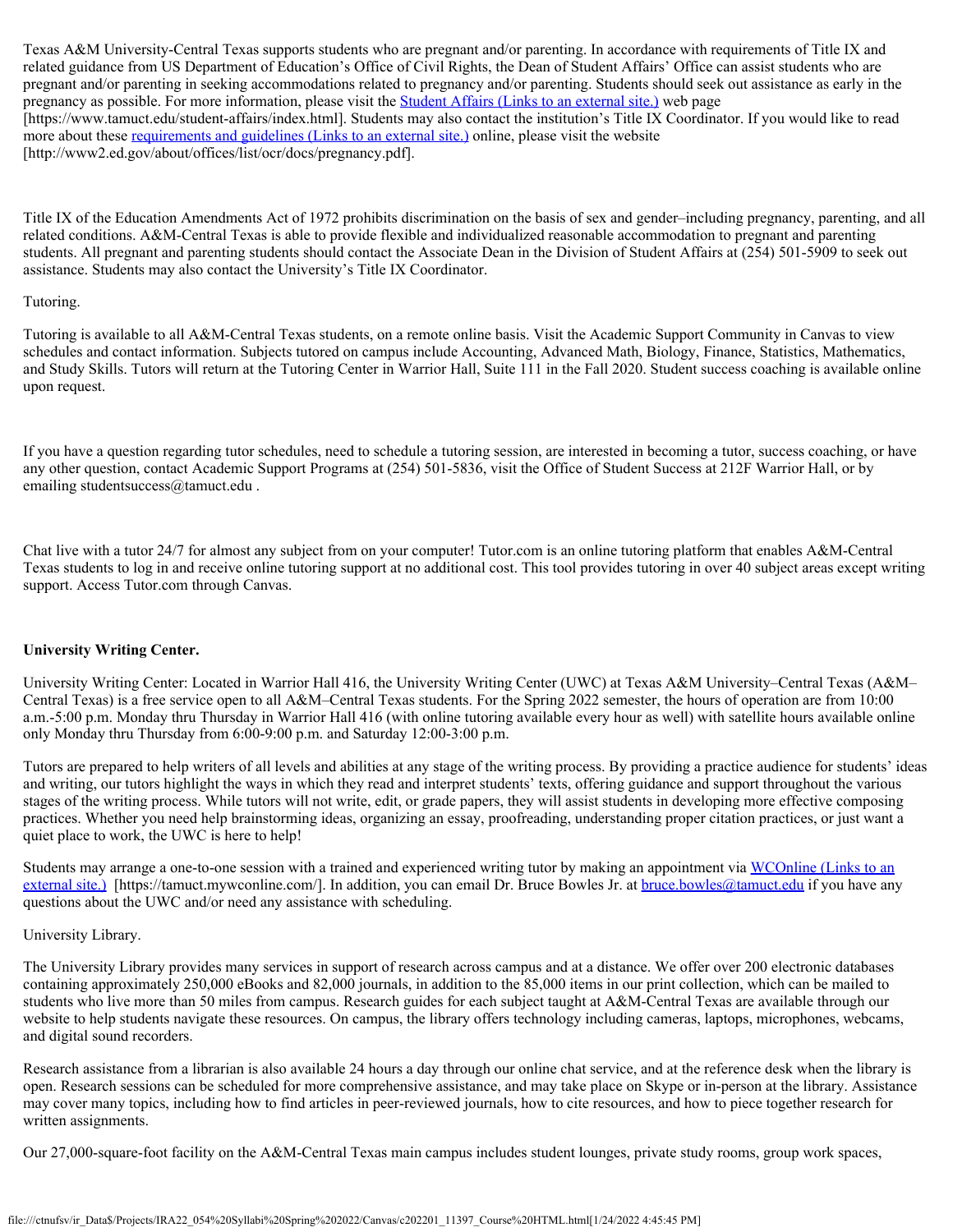Texas A&M University-Central Texas supports students who are pregnant and/or parenting. In accordance with requirements of Title IX and related guidance from US Department of Education's Office of Civil Rights, the Dean of Student Affairs' Office can assist students who are pregnant and/or parenting in seeking accommodations related to pregnancy and/or parenting. Students should seek out assistance as early in the pregnancy as possible. For more information, please visit the [Student Affairs (Links to an external site.)](https://www.tamuct.edu/student-affairs/index.html) web page [https://www.tamuct.edu/student-affairs/index.html]. Students may also contact the institution's Title IX Coordinator. If you would like to read more about these [requirements and guidelines (Links to an external site.)](http://www2.ed.gov/about/offices/list/ocr/docs/pregnancy.pdf) online, please visit the website [http://www2.ed.gov/about/offices/list/ocr/docs/pregnancy.pdf].

Title IX of the Education Amendments Act of 1972 prohibits discrimination on the basis of sex and gender–including pregnancy, parenting, and all related conditions. A&M-Central Texas is able to provide flexible and individualized reasonable accommodation to pregnant and parenting students. All pregnant and parenting students should contact the Associate Dean in the Division of Student Affairs at (254) 501-5909 to seek out assistance. Students may also contact the University's Title IX Coordinator.

Tutoring.

Tutoring is available to all A&M-Central Texas students, on a remote online basis. Visit the Academic Support Community in Canvas to view schedules and contact information. Subjects tutored on campus include Accounting, Advanced Math, Biology, Finance, Statistics, Mathematics, and Study Skills. Tutors will return at the Tutoring Center in Warrior Hall, Suite 111 in the Fall 2020. Student success coaching is available online upon request.

If you have a question regarding tutor schedules, need to schedule a tutoring session, are interested in becoming a tutor, success coaching, or have any other question, contact Academic Support Programs at (254) 501-5836, visit the Office of Student Success at 212F Warrior Hall, or by emailing studentsuccess@tamuct.edu .

Chat live with a tutor 24/7 for almost any subject from on your computer! Tutor.com is an online tutoring platform that enables A&M-Central Texas students to log in and receive online tutoring support at no additional cost. This tool provides tutoring in over 40 subject areas except writing support. Access Tutor.com through Canvas.

**University Writing Center.**

University Writing Center: Located in Warrior Hall 416, the University Writing Center (UWC) at Texas A&M University–Central Texas (A&M–Central Texas) is a free service open to all A&M–Central Texas students. For the Spring 2022 semester, the hours of operation are from 10:00 a.m.-5:00 p.m. Monday thru Thursday in Warrior Hall 416 (with online tutoring available every hour as well) with satellite hours available online only Monday thru Thursday from 6:00-9:00 p.m. and Saturday 12:00-3:00 p.m.

Tutors are prepared to help writers of all levels and abilities at any stage of the writing process. By providing a practice audience for students' ideas and writing, our tutors highlight the ways in which they read and interpret students' texts, offering guidance and support throughout the various stages of the writing process. While tutors will not write, edit, or grade papers, they will assist students in developing more effective composing practices. Whether you need help brainstorming ideas, organizing an essay, proofreading, understanding proper citation practices, or just want a quiet place to work, the UWC is here to help!

Students may arrange a one-to-one session with a trained and experienced writing tutor by making an appointment via [WCOnline (Links to an external site.)](https://tamuct.mywconline.com/) [https://tamuct.mywconline.com/]. In addition, you can email Dr. Bruce Bowles Jr. at [bruce.bowles@tamuct.edu](mailto:bruce.bowles@tamuct.edu) if you have any questions about the UWC and/or need any assistance with scheduling.

University Library.

The University Library provides many services in support of research across campus and at a distance. We offer over 200 electronic databases containing approximately 250,000 eBooks and 82,000 journals, in addition to the 85,000 items in our print collection, which can be mailed to students who live more than 50 miles from campus. Research guides for each subject taught at A&M-Central Texas are available through our website to help students navigate these resources. On campus, the library offers technology including cameras, laptops, microphones, webcams, and digital sound recorders.

Research assistance from a librarian is also available 24 hours a day through our online chat service, and at the reference desk when the library is open. Research sessions can be scheduled for more comprehensive assistance, and may take place on Skype or in-person at the library. Assistance may cover many topics, including how to find articles in peer-reviewed journals, how to cite resources, and how to piece together research for written assignments.

Our 27,000-square-foot facility on the A&M-Central Texas main campus includes student lounges, private study rooms, group work spaces,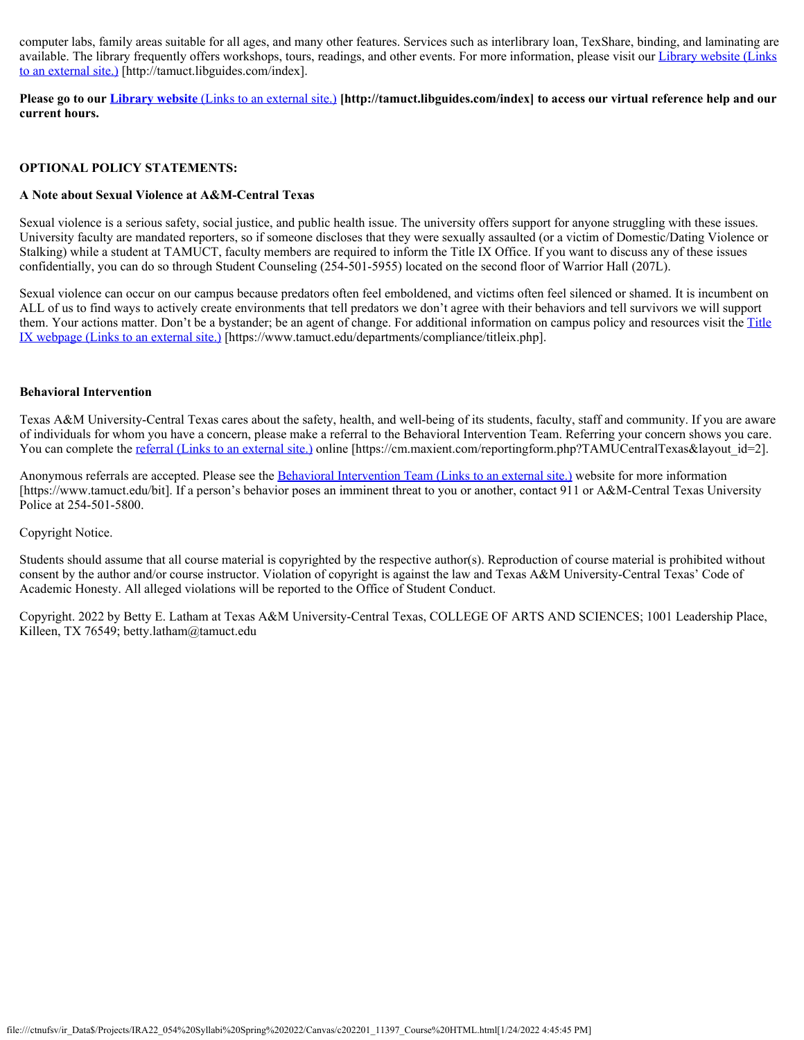computer labs, family areas suitable for all ages, and many other features. Services such as interlibrary loan, TexShare, binding, and laminating are available. The library frequently offers workshops, tours, readings, and other events. For more information, please visit our [Library website (Links to an external site.)](http://tamuct.libguides.com/index) [http://tamuct.libguides.com/index].

**Please go to our [Library website](http://tamuct.libguides.com/index) (Links to an external site.) [http://tamuct.libguides.com/index] to access our virtual reference help and our current hours.**

**OPTIONAL POLICY STATEMENTS:**

**A Note about Sexual Violence at A&M-Central Texas**

Sexual violence is a serious safety, social justice, and public health issue. The university offers support for anyone struggling with these issues. University faculty are mandated reporters, so if someone discloses that they were sexually assaulted (or a victim of Domestic/Dating Violence or Stalking) while a student at TAMUCT, faculty members are required to inform the Title IX Office. If you want to discuss any of these issues confidentially, you can do so through Student Counseling (254-501-5955) located on the second floor of Warrior Hall (207L).

Sexual violence can occur on our campus because predators often feel emboldened, and victims often feel silenced or shamed. It is incumbent on ALL of us to find ways to actively create environments that tell predators we don't agree with their behaviors and tell survivors we will support them. Your actions matter. Don't be a bystander; be an agent of change. For additional information on campus policy and resources visit the [Title IX webpage (Links to an external site.)](https://www.tamuct.edu/departments/compliance/titleix.php) [https://www.tamuct.edu/departments/compliance/titleix.php].

**Behavioral Intervention**

Texas A&M University-Central Texas cares about the safety, health, and well-being of its students, faculty, staff and community. If you are aware of individuals for whom you have a concern, please make a referral to the Behavioral Intervention Team. Referring your concern shows you care. You can complete the [referral (Links to an external site.)](https://cm.maxient.com/reportingform.php?TAMUCentralTexas&layout_id=2) online [https://cm.maxient.com/reportingform.php?TAMUCentralTexas&layout_id=2].

Anonymous referrals are accepted. Please see the [Behavioral Intervention Team (Links to an external site.)](https://www.tamuct.edu/bit) website for more information [https://www.tamuct.edu/bit]. If a person's behavior poses an imminent threat to you or another, contact 911 or A&M-Central Texas University Police at 254-501-5800.

Copyright Notice.

Students should assume that all course material is copyrighted by the respective author(s). Reproduction of course material is prohibited without consent by the author and/or course instructor. Violation of copyright is against the law and Texas A&M University-Central Texas' Code of Academic Honesty. All alleged violations will be reported to the Office of Student Conduct.

Copyright. 2022 by Betty E. Latham at Texas A&M University-Central Texas, COLLEGE OF ARTS AND SCIENCES; 1001 Leadership Place, Killeen, TX 76549; betty.latham@tamuct.edu